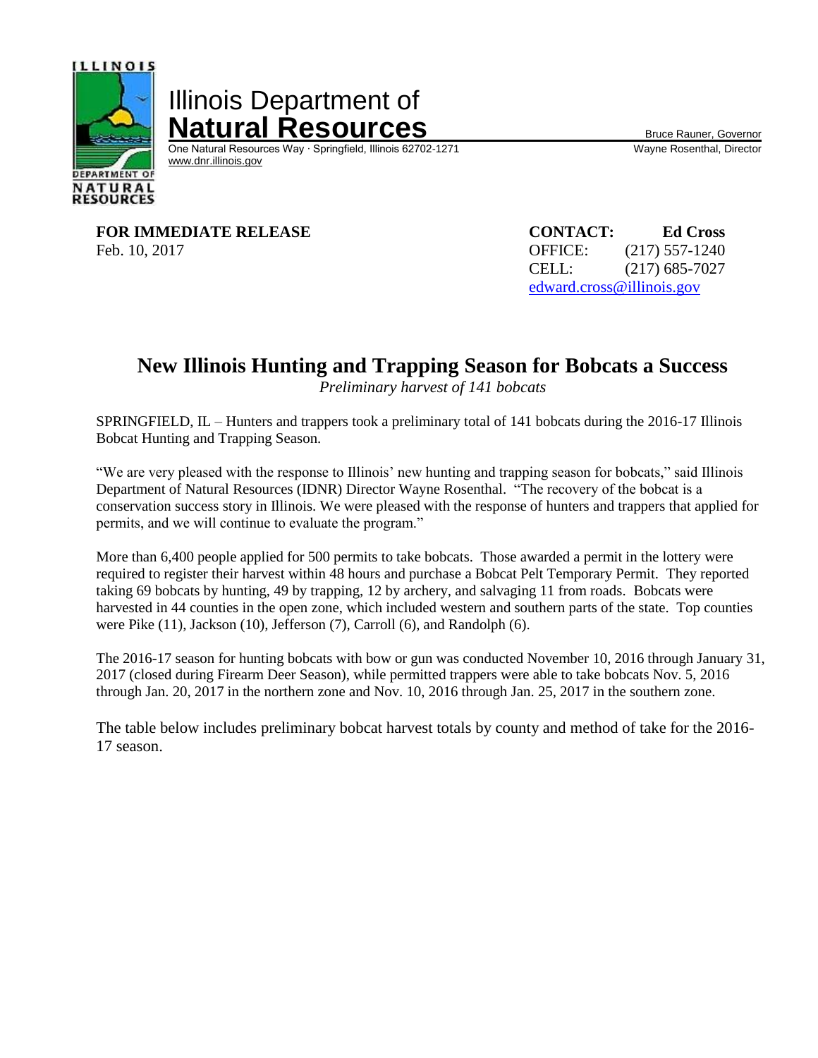Illinois Department of
**Natural Resources**

One Natural Resources Way · Springfield, Illinois 62702-1271
www.dnr.illinois.gov

Bruce Rauner, Governor
Wayne Rosenthal, Director

**FOR IMMEDIATE RELEASE**
Feb. 10, 2017

**CONTACT: Ed Cross**
OFFICE: (217) 557-1240
CELL: (217) 685-7027
edward.cross@illinois.gov

# New Illinois Hunting and Trapping Season for Bobcats a Success

*Preliminary harvest of 141 bobcats*

SPRINGFIELD, IL – Hunters and trappers took a preliminary total of 141 bobcats during the 2016-17 Illinois Bobcat Hunting and Trapping Season.

"We are very pleased with the response to Illinois' new hunting and trapping season for bobcats," said Illinois Department of Natural Resources (IDNR) Director Wayne Rosenthal. "The recovery of the bobcat is a conservation success story in Illinois. We were pleased with the response of hunters and trappers that applied for permits, and we will continue to evaluate the program."

More than 6,400 people applied for 500 permits to take bobcats. Those awarded a permit in the lottery were required to register their harvest within 48 hours and purchase a Bobcat Pelt Temporary Permit. They reported taking 69 bobcats by hunting, 49 by trapping, 12 by archery, and salvaging 11 from roads. Bobcats were harvested in 44 counties in the open zone, which included western and southern parts of the state. Top counties were Pike (11), Jackson (10), Jefferson (7), Carroll (6), and Randolph (6).

The 2016-17 season for hunting bobcats with bow or gun was conducted November 10, 2016 through January 31, 2017 (closed during Firearm Deer Season), while permitted trappers were able to take bobcats Nov. 5, 2016 through Jan. 20, 2017 in the northern zone and Nov. 10, 2016 through Jan. 25, 2017 in the southern zone.

The table below includes preliminary bobcat harvest totals by county and method of take for the 2016-17 season.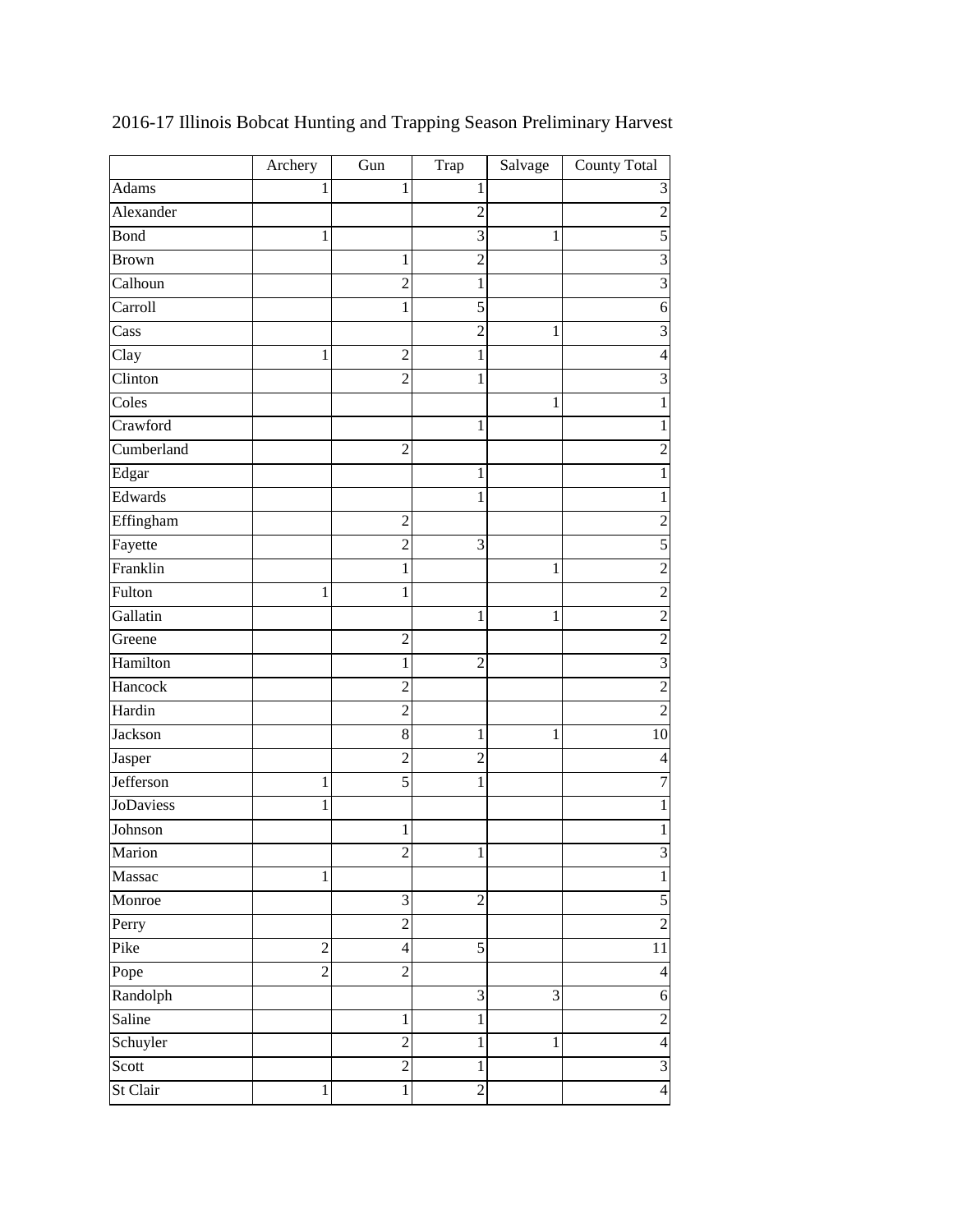2016-17 Illinois Bobcat Hunting and Trapping Season Preliminary Harvest

| | Archery | Gun | Trap | Salvage | County Total |
|---|---|---|---|---|---|
| Adams | 1 | 1 | 1 | | 3 |
| Alexander | | | 2 | | 2 |
| Bond | 1 | | 3 | 1 | 5 |
| Brown | | 1 | 2 | | 3 |
| Calhoun | | 2 | 1 | | 3 |
| Carroll | | 1 | 5 | | 6 |
| Cass | | | 2 | 1 | 3 |
| Clay | 1 | 2 | 1 | | 4 |
| Clinton | | 2 | 1 | | 3 |
| Coles | | | | 1 | 1 |
| Crawford | | | 1 | | 1 |
| Cumberland | | 2 | | | 2 |
| Edgar | | | 1 | | 1 |
| Edwards | | | 1 | | 1 |
| Effingham | | 2 | | | 2 |
| Fayette | | 2 | 3 | | 5 |
| Franklin | | 1 | | 1 | 2 |
| Fulton | 1 | 1 | | | 2 |
| Gallatin | | | 1 | 1 | 2 |
| Greene | | 2 | | | 2 |
| Hamilton | | 1 | 2 | | 3 |
| Hancock | | 2 | | | 2 |
| Hardin | | 2 | | | 2 |
| Jackson | | 8 | 1 | 1 | 10 |
| Jasper | | 2 | 2 | | 4 |
| Jefferson | 1 | 5 | 1 | | 7 |
| JoDaviess | 1 | | | | 1 |
| Johnson | | 1 | | | 1 |
| Marion | | 2 | 1 | | 3 |
| Massac | 1 | | | | 1 |
| Monroe | | 3 | 2 | | 5 |
| Perry | | 2 | | | 2 |
| Pike | 2 | 4 | 5 | | 11 |
| Pope | 2 | 2 | | | 4 |
| Randolph | | | 3 | 3 | 6 |
| Saline | | 1 | 1 | | 2 |
| Schuyler | | 2 | 1 | 1 | 4 |
| Scott | | 2 | 1 | | 3 |
| St Clair | 1 | 1 | 2 | | 4 |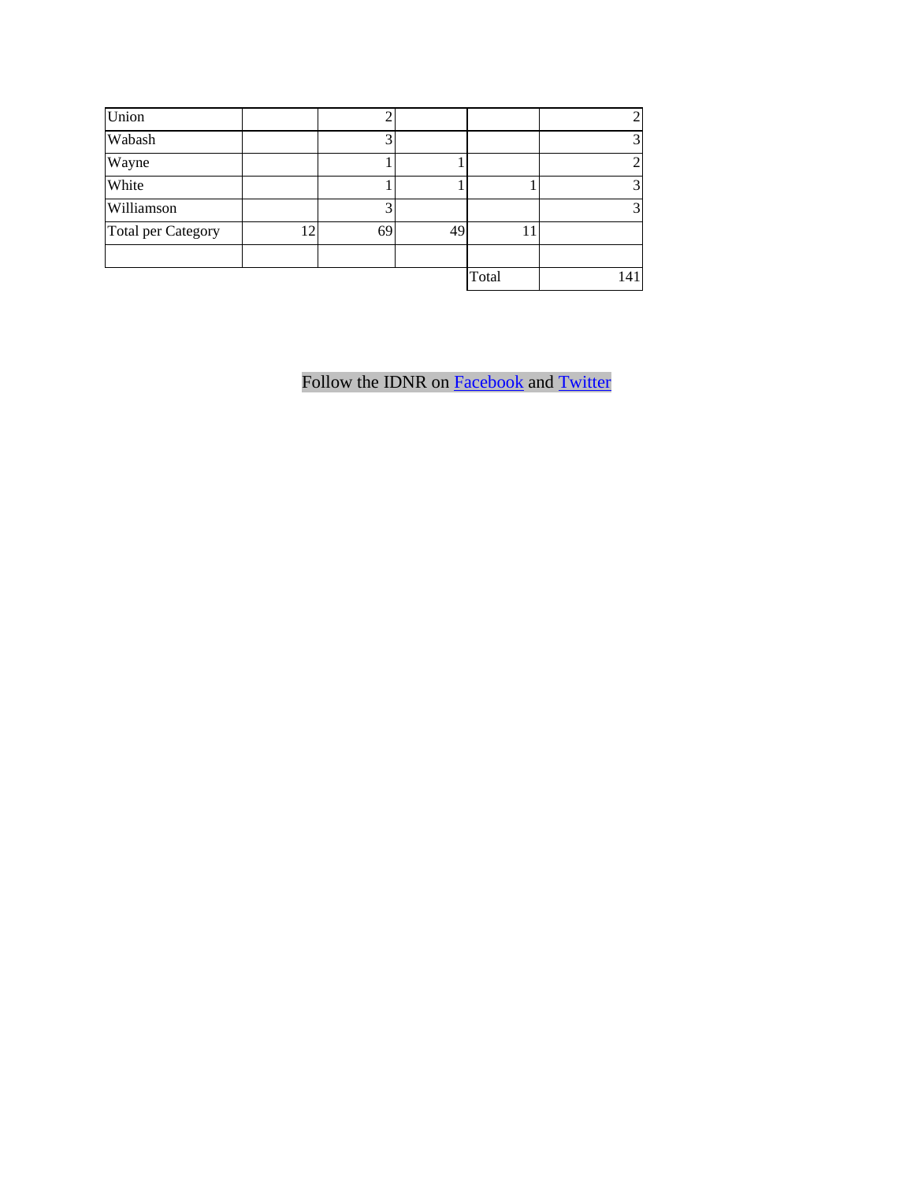| | | | | | |
|---|---|---|---|---|---|
| Union | | 2 | | | 2 |
| Wabash | | 3 | | | 3 |
| Wayne | | 1 | 1 | | 2 |
| White | | 1 | 1 | 1 | 3 |
| Williamson | | 3 | | | 3 |
| Total per Category | 12 | 69 | 49 | 11 | |
| | | | | | |
| | | | | Total | 141 |

Follow the IDNR on Facebook and Twitter